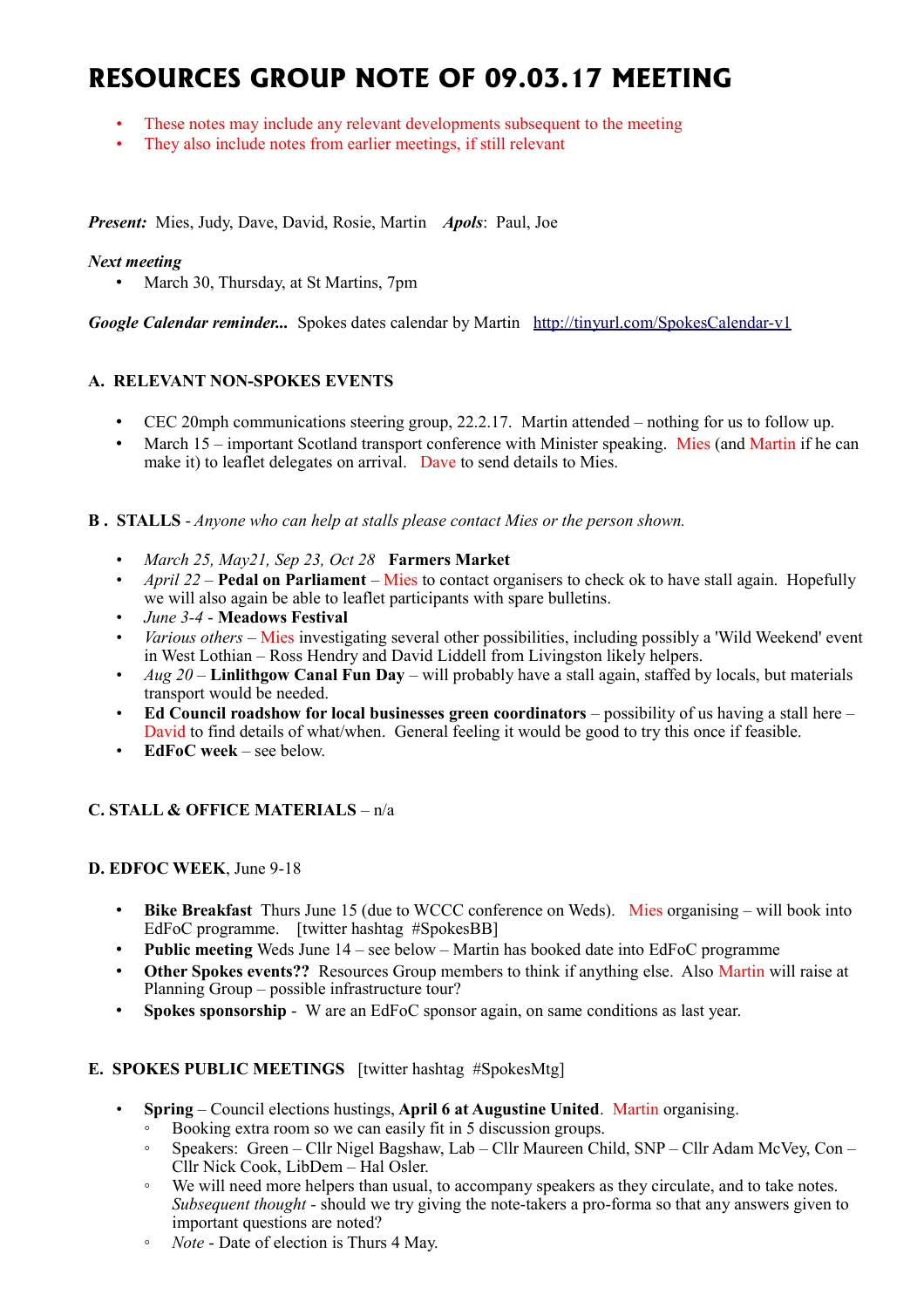# RESOURCES GROUP NOTE OF 09.03.17 MEETING

- These notes may include any relevant developments subsequent to the meeting
- They also include notes from earlier meetings, if still relevant

***Present:*** Mies, Judy, Dave, David, Rosie, Martin ***Apols***: Paul, Joe

***Next meeting***

- March 30, Thursday, at St Martins, 7pm

***Google Calendar reminder...*** Spokes dates calendar by Martin http://tinyurl.com/SpokesCalendar-v1

### A. RELEVANT NON-SPOKES EVENTS

- CEC 20mph communications steering group, 22.2.17. Martin attended – nothing for us to follow up.
- March 15 – important Scotland transport conference with Minister speaking. Mies (and Martin if he can make it) to leaflet delegates on arrival. Dave to send details to Mies.

### B . STALLS - *Anyone who can help at stalls please contact Mies or the person shown.*

- *March 25, May21, Sep 23, Oct 28* **Farmers Market**
- *April 22* – **Pedal on Parliament** – Mies to contact organisers to check ok to have stall again. Hopefully we will also again be able to leaflet participants with spare bulletins.
- *June 3-4* - **Meadows Festival**
- *Various others* – Mies investigating several other possibilities, including possibly a 'Wild Weekend' event in West Lothian – Ross Hendry and David Liddell from Livingston likely helpers.
- *Aug 20* – **Linlithgow Canal Fun Day** – will probably have a stall again, staffed by locals, but materials transport would be needed.
- **Ed Council roadshow for local businesses green coordinators** – possibility of us having a stall here – David to find details of what/when. General feeling it would be good to try this once if feasible.
- **EdFoC week** – see below.

### C. STALL & OFFICE MATERIALS – n/a

### D. EDFOC WEEK, June 9-18

- **Bike Breakfast** Thurs June 15 (due to WCCC conference on Weds). Mies organising – will book into EdFoC programme. [twitter hashtag #SpokesBB]
- **Public meeting** Weds June 14 – see below – Martin has booked date into EdFoC programme
- **Other Spokes events??** Resources Group members to think if anything else. Also Martin will raise at Planning Group – possible infrastructure tour?
- **Spokes sponsorship** - W are an EdFoC sponsor again, on same conditions as last year.

### E. SPOKES PUBLIC MEETINGS [twitter hashtag #SpokesMtg]

- **Spring** – Council elections hustings, **April 6 at Augustine United**. Martin organising.
  - Booking extra room so we can easily fit in 5 discussion groups.
  - Speakers: Green – Cllr Nigel Bagshaw, Lab – Cllr Maureen Child, SNP – Cllr Adam McVey, Con – Cllr Nick Cook, LibDem – Hal Osler.
  - We will need more helpers than usual, to accompany speakers as they circulate, and to take notes. *Subsequent thought* - should we try giving the note-takers a pro-forma so that any answers given to important questions are noted?
  - *Note* - Date of election is Thurs 4 May.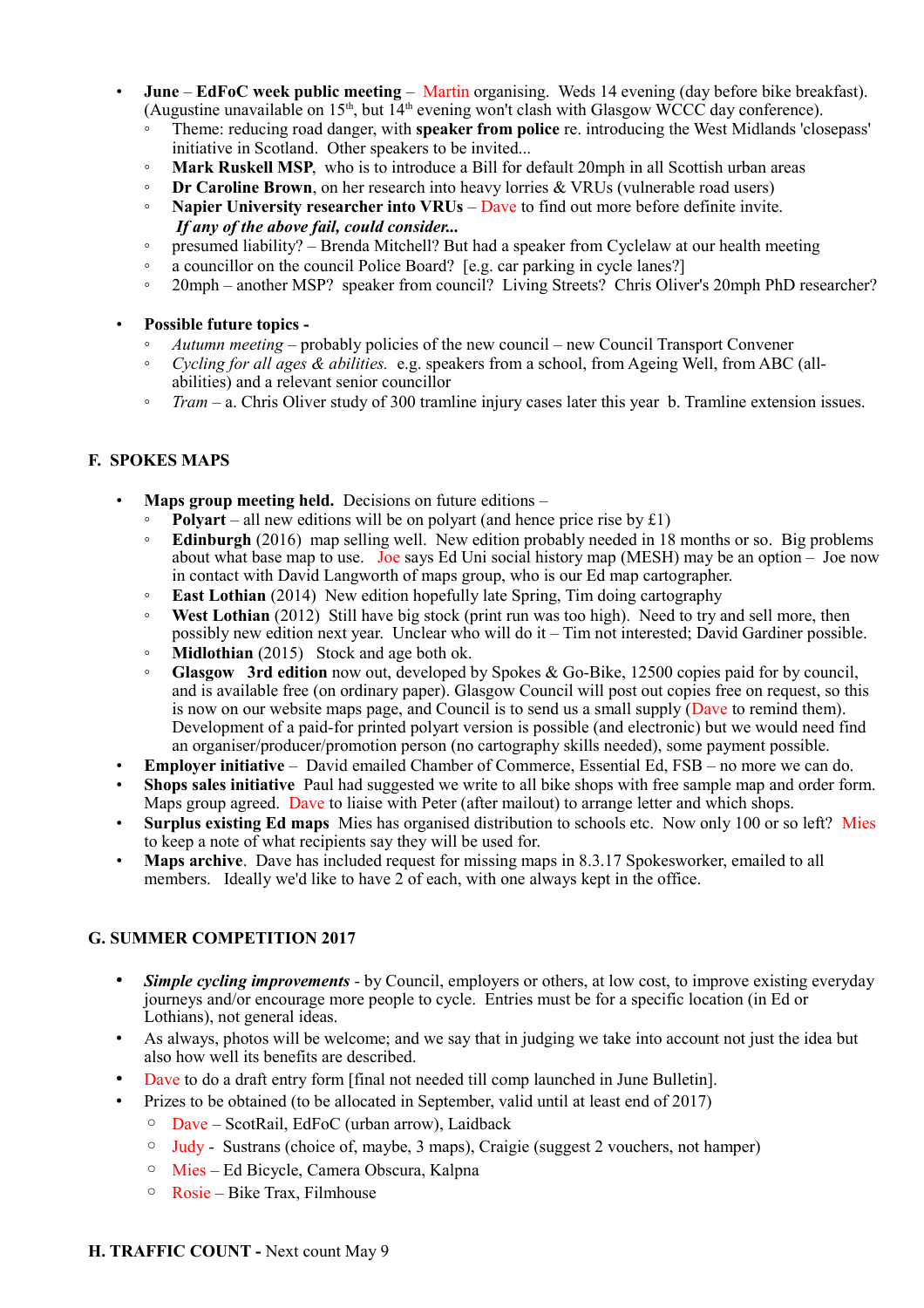- **June** – **EdFoC week public meeting** – Martin organising. Weds 14 evening (day before bike breakfast). (Augustine unavailable on 15th, but 14th evening won't clash with Glasgow WCCC day conference).
  - Theme: reducing road danger, with **speaker from police** re. introducing the West Midlands 'closepass' initiative in Scotland. Other speakers to be invited...
  - **Mark Ruskell MSP**, who is to introduce a Bill for default 20mph in all Scottish urban areas
  - **Dr Caroline Brown**, on her research into heavy lorries & VRUs (vulnerable road users)
  - **Napier University researcher into VRUs** – Dave to find out more before definite invite.
    ***If any of the above fail, could consider...***
  - presumed liability? – Brenda Mitchell? But had a speaker from Cyclelaw at our health meeting
  - a councillor on the council Police Board? [e.g. car parking in cycle lanes?]
  - 20mph – another MSP? speaker from council? Living Streets? Chris Oliver's 20mph PhD researcher?

- **Possible future topics -**
  - *Autumn meeting* – probably policies of the new council – new Council Transport Convener
  - *Cycling for all ages & abilities.* e.g. speakers from a school, from Ageing Well, from ABC (all-abilities) and a relevant senior councillor
  - *Tram* – a. Chris Oliver study of 300 tramline injury cases later this year b. Tramline extension issues.

### F. SPOKES MAPS

- **Maps group meeting held.** Decisions on future editions –
  - **Polyart** – all new editions will be on polyart (and hence price rise by £1)
  - **Edinburgh** (2016) map selling well. New edition probably needed in 18 months or so. Big problems about what base map to use. Joe says Ed Uni social history map (MESH) may be an option – Joe now in contact with David Langworth of maps group, who is our Ed map cartographer.
  - **East Lothian** (2014) New edition hopefully late Spring, Tim doing cartography
  - **West Lothian** (2012) Still have big stock (print run was too high). Need to try and sell more, then possibly new edition next year. Unclear who will do it – Tim not interested; David Gardiner possible.
  - **Midlothian** (2015) Stock and age both ok.
  - **Glasgow 3rd edition** now out, developed by Spokes & Go-Bike, 12500 copies paid for by council, and is available free (on ordinary paper). Glasgow Council will post out copies free on request, so this is now on our website maps page, and Council is to send us a small supply (Dave to remind them). Development of a paid-for printed polyart version is possible (and electronic) but we would need find an organiser/producer/promotion person (no cartography skills needed), some payment possible.
- **Employer initiative** – David emailed Chamber of Commerce, Essential Ed, FSB – no more we can do.
- **Shops sales initiative** Paul had suggested we write to all bike shops with free sample map and order form. Maps group agreed. Dave to liaise with Peter (after mailout) to arrange letter and which shops.
- **Surplus existing Ed maps** Mies has organised distribution to schools etc. Now only 100 or so left? Mies to keep a note of what recipients say they will be used for.
- **Maps archive**. Dave has included request for missing maps in 8.3.17 Spokesworker, emailed to all members. Ideally we'd like to have 2 of each, with one always kept in the office.

### G. SUMMER COMPETITION 2017

- ***Simple cycling improvements*** - by Council, employers or others, at low cost, to improve existing everyday journeys and/or encourage more people to cycle. Entries must be for a specific location (in Ed or Lothians), not general ideas.
- As always, photos will be welcome; and we say that in judging we take into account not just the idea but also how well its benefits are described.
- Dave to do a draft entry form [final not needed till comp launched in June Bulletin].
- Prizes to be obtained (to be allocated in September, valid until at least end of 2017)
  - Dave – ScotRail, EdFoC (urban arrow), Laidback
  - Judy - Sustrans (choice of, maybe, 3 maps), Craigie (suggest 2 vouchers, not hamper)
  - Mies – Ed Bicycle, Camera Obscura, Kalpna
  - Rosie – Bike Trax, Filmhouse

### H. TRAFFIC COUNT - Next count May 9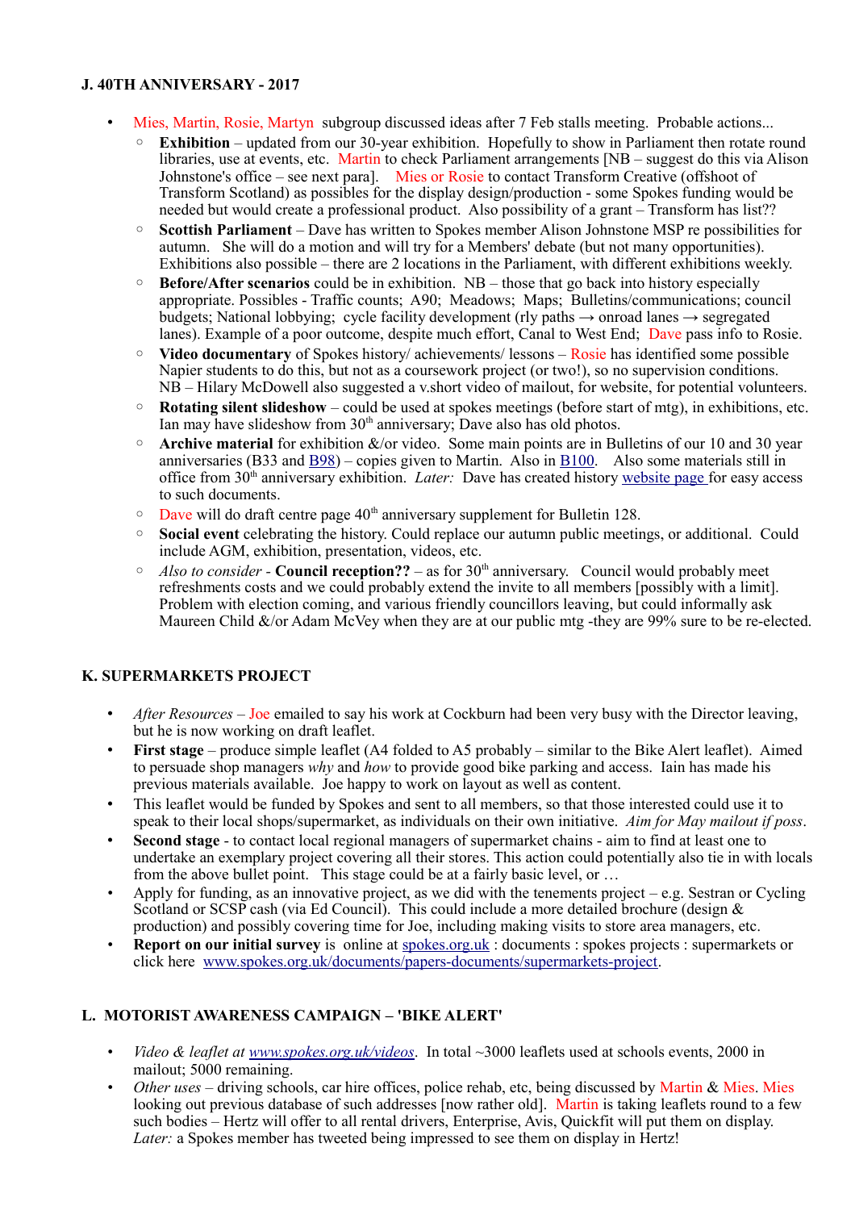### J. 40TH ANNIVERSARY - 2017

- Mies, Martin, Rosie, Martyn subgroup discussed ideas after 7 Feb stalls meeting. Probable actions...
  - **Exhibition** – updated from our 30-year exhibition. Hopefully to show in Parliament then rotate round libraries, use at events, etc. Martin to check Parliament arrangements [NB – suggest do this via Alison Johnstone's office – see next para]. Mies or Rosie to contact Transform Creative (offshoot of Transform Scotland) as possibles for the display design/production - some Spokes funding would be needed but would create a professional product. Also possibility of a grant – Transform has list??
  - **Scottish Parliament** – Dave has written to Spokes member Alison Johnstone MSP re possibilities for autumn. She will do a motion and will try for a Members' debate (but not many opportunities). Exhibitions also possible – there are 2 locations in the Parliament, with different exhibitions weekly.
  - **Before/After scenarios** could be in exhibition. NB – those that go back into history especially appropriate. Possibles - Traffic counts; A90; Meadows; Maps; Bulletins/communications; council budgets; National lobbying; cycle facility development (rly paths → onroad lanes → segregated lanes). Example of a poor outcome, despite much effort, Canal to West End; Dave pass info to Rosie.
  - **Video documentary** of Spokes history/ achievements/ lessons – Rosie has identified some possible Napier students to do this, but not as a coursework project (or two!), so no supervision conditions. NB – Hilary McDowell also suggested a v.short video of mailout, for website, for potential volunteers.
  - **Rotating silent slideshow** – could be used at spokes meetings (before start of mtg), in exhibitions, etc. Ian may have slideshow from 30th anniversary; Dave also has old photos.
  - **Archive material** for exhibition &/or video. Some main points are in Bulletins of our 10 and 30 year anniversaries (B33 and B98) – copies given to Martin. Also in B100. Also some materials still in office from 30th anniversary exhibition. *Later:* Dave has created history website page for easy access to such documents.
  - Dave will do draft centre page 40th anniversary supplement for Bulletin 128.
  - **Social event** celebrating the history. Could replace our autumn public meetings, or additional. Could include AGM, exhibition, presentation, videos, etc.
  - *Also to consider* - **Council reception??** – as for 30th anniversary. Council would probably meet refreshments costs and we could probably extend the invite to all members [possibly with a limit]. Problem with election coming, and various friendly councillors leaving, but could informally ask Maureen Child &/or Adam McVey when they are at our public mtg -they are 99% sure to be re-elected.

### K. SUPERMARKETS PROJECT

- *After Resources* – Joe emailed to say his work at Cockburn had been very busy with the Director leaving, but he is now working on draft leaflet.
- **First stage** – produce simple leaflet (A4 folded to A5 probably – similar to the Bike Alert leaflet). Aimed to persuade shop managers *why* and *how* to provide good bike parking and access. Iain has made his previous materials available. Joe happy to work on layout as well as content.
- This leaflet would be funded by Spokes and sent to all members, so that those interested could use it to speak to their local shops/supermarket, as individuals on their own initiative. *Aim for May mailout if poss*.
- **Second stage** - to contact local regional managers of supermarket chains - aim to find at least one to undertake an exemplary project covering all their stores. This action could potentially also tie in with locals from the above bullet point. This stage could be at a fairly basic level, or …
- Apply for funding, as an innovative project, as we did with the tenements project – e.g. Sestran or Cycling Scotland or SCSP cash (via Ed Council). This could include a more detailed brochure (design & production) and possibly covering time for Joe, including making visits to store area managers, etc.
- **Report on our initial survey** is online at spokes.org.uk : documents : spokes projects : supermarkets or click here www.spokes.org.uk/documents/papers-documents/supermarkets-project.

### L. MOTORIST AWARENESS CAMPAIGN – 'BIKE ALERT'

- *Video & leaflet at www.spokes.org.uk/videos*. In total ~3000 leaflets used at schools events, 2000 in mailout; 5000 remaining.
- *Other uses* – driving schools, car hire offices, police rehab, etc, being discussed by Martin & Mies. Mies looking out previous database of such addresses [now rather old]. Martin is taking leaflets round to a few such bodies – Hertz will offer to all rental drivers, Enterprise, Avis, Quickfit will put them on display. *Later:* a Spokes member has tweeted being impressed to see them on display in Hertz!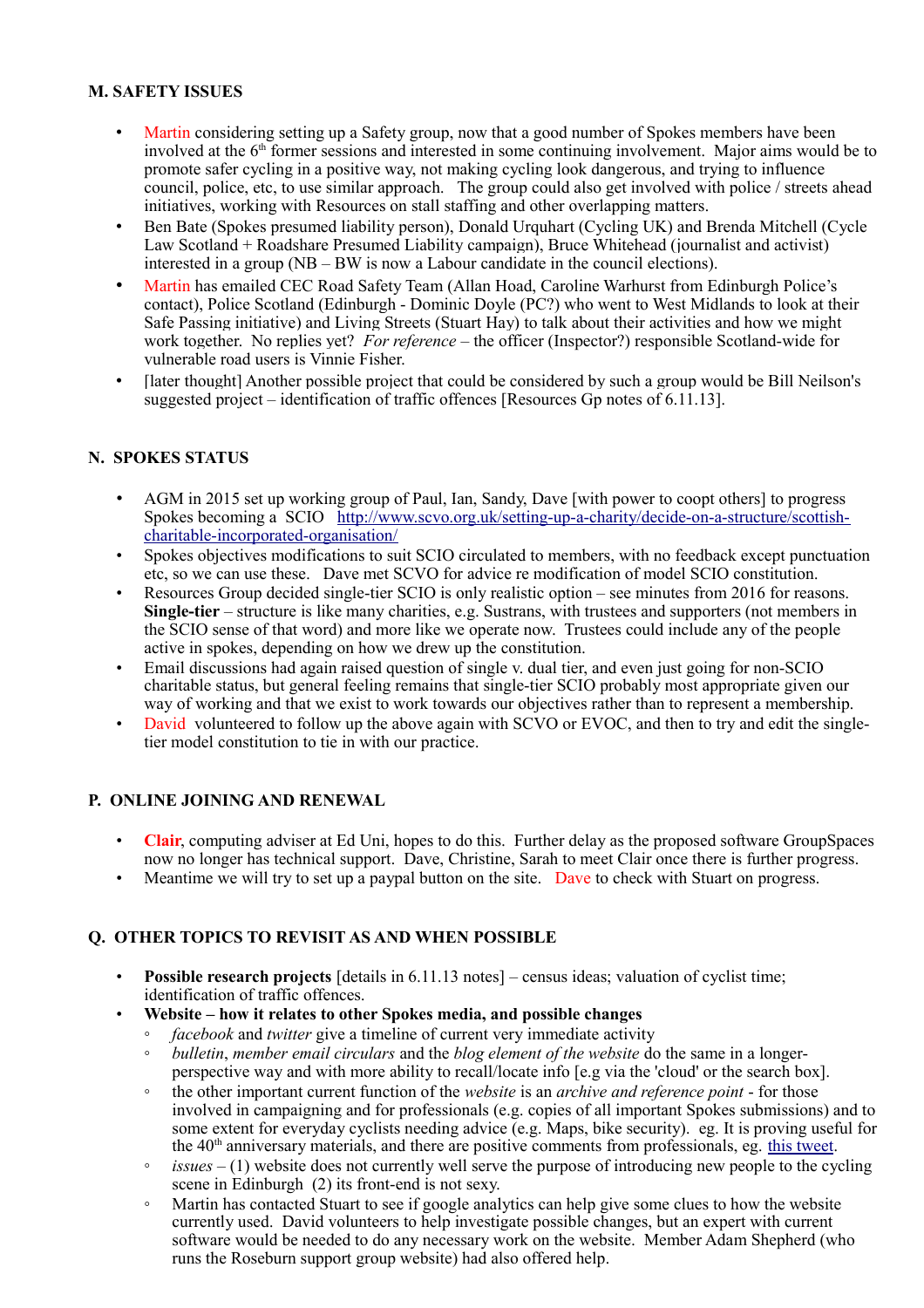### M. SAFETY ISSUES

- Martin considering setting up a Safety group, now that a good number of Spokes members have been involved at the 6th former sessions and interested in some continuing involvement. Major aims would be to promote safer cycling in a positive way, not making cycling look dangerous, and trying to influence council, police, etc, to use similar approach. The group could also get involved with police / streets ahead initiatives, working with Resources on stall staffing and other overlapping matters.
- Ben Bate (Spokes presumed liability person), Donald Urquhart (Cycling UK) and Brenda Mitchell (Cycle Law Scotland + Roadshare Presumed Liability campaign), Bruce Whitehead (journalist and activist) interested in a group (NB – BW is now a Labour candidate in the council elections).
- Martin has emailed CEC Road Safety Team (Allan Hoad, Caroline Warhurst from Edinburgh Police's contact), Police Scotland (Edinburgh - Dominic Doyle (PC?) who went to West Midlands to look at their Safe Passing initiative) and Living Streets (Stuart Hay) to talk about their activities and how we might work together. No replies yet? *For reference* – the officer (Inspector?) responsible Scotland-wide for vulnerable road users is Vinnie Fisher.
- [later thought] Another possible project that could be considered by such a group would be Bill Neilson's suggested project – identification of traffic offences [Resources Gp notes of 6.11.13].

### N. SPOKES STATUS

- AGM in 2015 set up working group of Paul, Ian, Sandy, Dave [with power to coopt others] to progress Spokes becoming a SCIO http://www.scvo.org.uk/setting-up-a-charity/decide-on-a-structure/scottish-charitable-incorporated-organisation/
- Spokes objectives modifications to suit SCIO circulated to members, with no feedback except punctuation etc, so we can use these. Dave met SCVO for advice re modification of model SCIO constitution.
- Resources Group decided single-tier SCIO is only realistic option – see minutes from 2016 for reasons. **Single-tier** – structure is like many charities, e.g. Sustrans, with trustees and supporters (not members in the SCIO sense of that word) and more like we operate now. Trustees could include any of the people active in spokes, depending on how we drew up the constitution.
- Email discussions had again raised question of single v. dual tier, and even just going for non-SCIO charitable status, but general feeling remains that single-tier SCIO probably most appropriate given our way of working and that we exist to work towards our objectives rather than to represent a membership.
- David volunteered to follow up the above again with SCVO or EVOC, and then to try and edit the single-tier model constitution to tie in with our practice.

### P. ONLINE JOINING AND RENEWAL

- **Clair**, computing adviser at Ed Uni, hopes to do this. Further delay as the proposed software GroupSpaces now no longer has technical support. Dave, Christine, Sarah to meet Clair once there is further progress.
- Meantime we will try to set up a paypal button on the site. Dave to check with Stuart on progress.

### Q. OTHER TOPICS TO REVISIT AS AND WHEN POSSIBLE

- **Possible research projects** [details in 6.11.13 notes] – census ideas; valuation of cyclist time; identification of traffic offences.
- **Website – how it relates to other Spokes media, and possible changes**
  - *facebook* and *twitter* give a timeline of current very immediate activity
  - *bulletin*, *member email circulars* and the *blog element of the website* do the same in a longer-perspective way and with more ability to recall/locate info [e.g via the 'cloud' or the search box].
  - the other important current function of the *website* is an *archive and reference point* - for those involved in campaigning and for professionals (e.g. copies of all important Spokes submissions) and to some extent for everyday cyclists needing advice (e.g. Maps, bike security). eg. It is proving useful for the 40th anniversary materials, and there are positive comments from professionals, eg. this tweet.
  - *issues* – (1) website does not currently well serve the purpose of introducing new people to the cycling scene in Edinburgh (2) its front-end is not sexy.
  - Martin has contacted Stuart to see if google analytics can help give some clues to how the website currently used. David volunteers to help investigate possible changes, but an expert with current software would be needed to do any necessary work on the website. Member Adam Shepherd (who runs the Roseburn support group website) had also offered help.